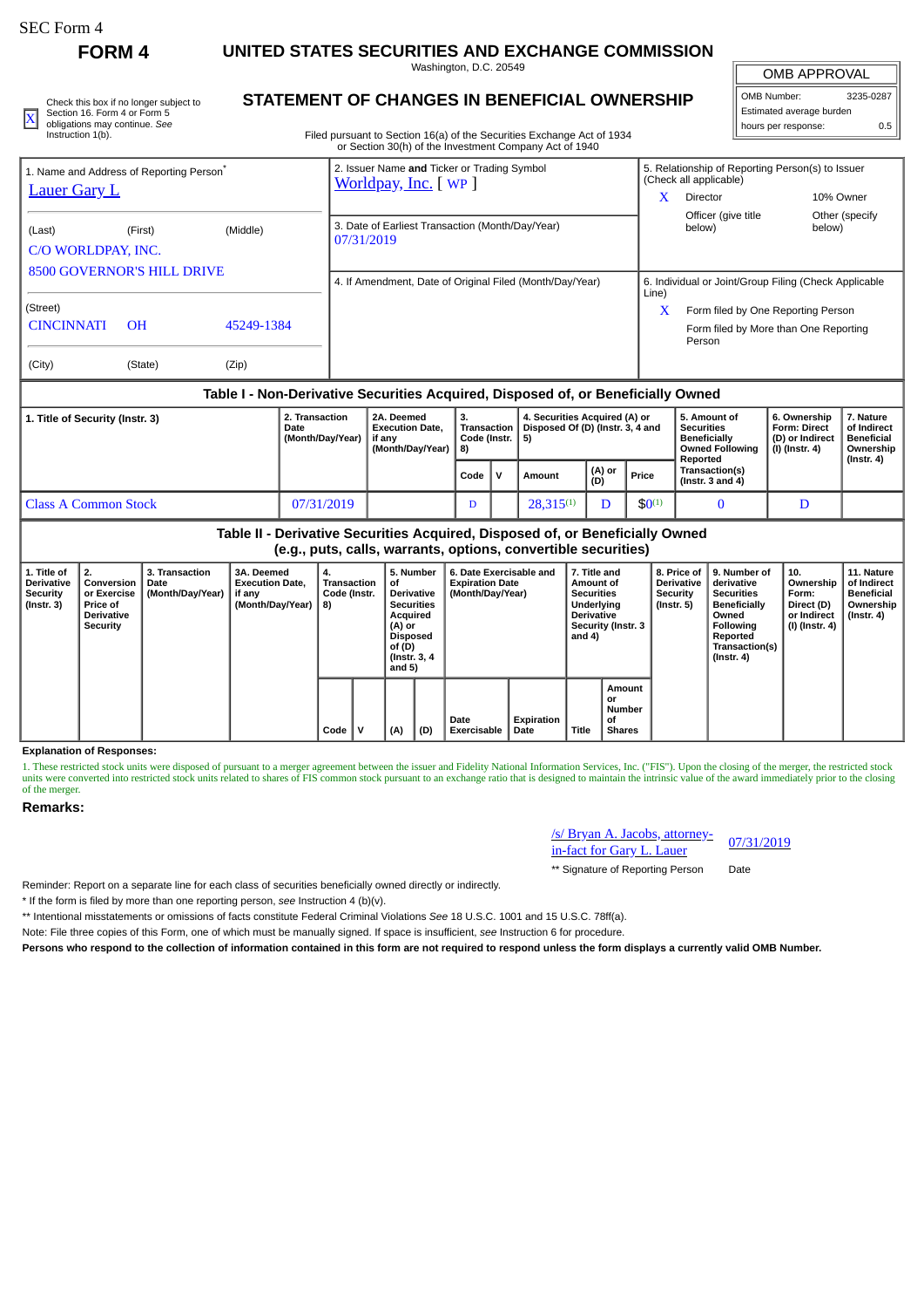SEC Form 4

**FORM 4**

# UNITED STATES SECURITIES AND EXCHANGE COMMISSION

Washington, D.C. 20549

## STATEMENT OF CHANGES IN BENEFICIAL OWNERSHIP

Filed pursuant to Section 16(a) of the Securities Exchange Act of 1934 or Section 30(h) of the Investment Company Act of 1940

| OMB APPROVAL | |
|---|---|
| OMB Number: | 3235-0287 |
| Estimated average burden | |
| hours per response: | 0.5 |

[X] Check this box if no longer subject to Section 16. Form 4 or Form 5 obligations may continue. *See* Instruction 1(b).

| 1. Name and Address of Reporting Person* | 2. Issuer Name **and** Ticker or Trading Symbol | 5. Relationship of Reporting Person(s) to Issuer (Check all applicable) |
|---|---|---|
| Lauer Gary L | Worldpay, Inc. [ WP ] | X Director; 10% Owner; Officer (give title below); Other (specify below) |
| (Last) (First) (Middle) C/O WORLDPAY, INC. 8500 GOVERNOR'S HILL DRIVE | 3. Date of Earliest Transaction (Month/Day/Year) 07/31/2019 | |
| (Street) CINCINNATI OH 45249-1384 (City) (State) (Zip) | 4. If Amendment, Date of Original Filed (Month/Day/Year) | 6. Individual or Joint/Group Filing (Check Applicable Line) X Form filed by One Reporting Person; Form filed by More than One Reporting Person |

### Table I - Non-Derivative Securities Acquired, Disposed of, or Beneficially Owned

| 1. Title of Security (Instr. 3) | 2. Transaction Date (Month/Day/Year) | 2A. Deemed Execution Date, if any (Month/Day/Year) | 3. Transaction Code (Instr. 8) | | 4. Securities Acquired (A) or Disposed Of (D) (Instr. 3, 4 and 5) | | | 5. Amount of Securities Beneficially Owned Following Reported Transaction(s) (Instr. 3 and 4) | 6. Ownership Form: Direct (D) or Indirect (I) (Instr. 4) | 7. Nature of Indirect Beneficial Ownership (Instr. 4) |
|---|---|---|---|---|---|---|---|---|---|---|
| | | | Code | V | Amount | (A) or (D) | Price | | | |
| Class A Common Stock | 07/31/2019 | | D | | 28,315[(1)] | D | $0[(1)] | 0 | D | |

### Table II - Derivative Securities Acquired, Disposed of, or Beneficially Owned (e.g., puts, calls, warrants, options, convertible securities)

| 1. Title of Derivative Security (Instr. 3) | 2. Conversion or Exercise Price of Derivative Security | 3. Transaction Date (Month/Day/Year) | 3A. Deemed Execution Date, if any (Month/Day/Year) | 4. Transaction Code (Instr. 8) | | 5. Number of Derivative Securities Acquired (A) or Disposed of (D) (Instr. 3, 4 and 5) | | 6. Date Exercisable and Expiration Date (Month/Day/Year) | | 7. Title and Amount of Securities Underlying Derivative Security (Instr. 3 and 4) | | 8. Price of Derivative Security (Instr. 5) | 9. Number of derivative Securities Beneficially Owned Following Reported Transaction(s) (Instr. 4) | 10. Ownership Form: Direct (D) or Indirect (I) (Instr. 4) | 11. Nature of Indirect Beneficial Ownership (Instr. 4) |
|---|---|---|---|---|---|---|---|---|---|---|---|---|---|---|---|
| | | | | Code | V | (A) | (D) | Date Exercisable | Expiration Date | Title | Amount or Number of Shares | | | | |

**Explanation of Responses:**

1. These restricted stock units were disposed of pursuant to a merger agreement between the issuer and Fidelity National Information Services, Inc. ("FIS"). Upon the closing of the merger, the restricted stock units were converted into restricted stock units related to shares of FIS common stock pursuant to an exchange ratio that is designed to maintain the intrinsic value of the award immediately prior to the closing of the merger.

**Remarks:**

/s/ Bryan A. Jacobs, attorney-in-fact for Gary L. Lauer — 07/31/2019

** Signature of Reporting Person — Date

Reminder: Report on a separate line for each class of securities beneficially owned directly or indirectly.

* If the form is filed by more than one reporting person, *see* Instruction 4 (b)(v).

** Intentional misstatements or omissions of facts constitute Federal Criminal Violations *See* 18 U.S.C. 1001 and 15 U.S.C. 78ff(a).

Note: File three copies of this Form, one of which must be manually signed. If space is insufficient, *see* Instruction 6 for procedure.

**Persons who respond to the collection of information contained in this form are not required to respond unless the form displays a currently valid OMB Number.**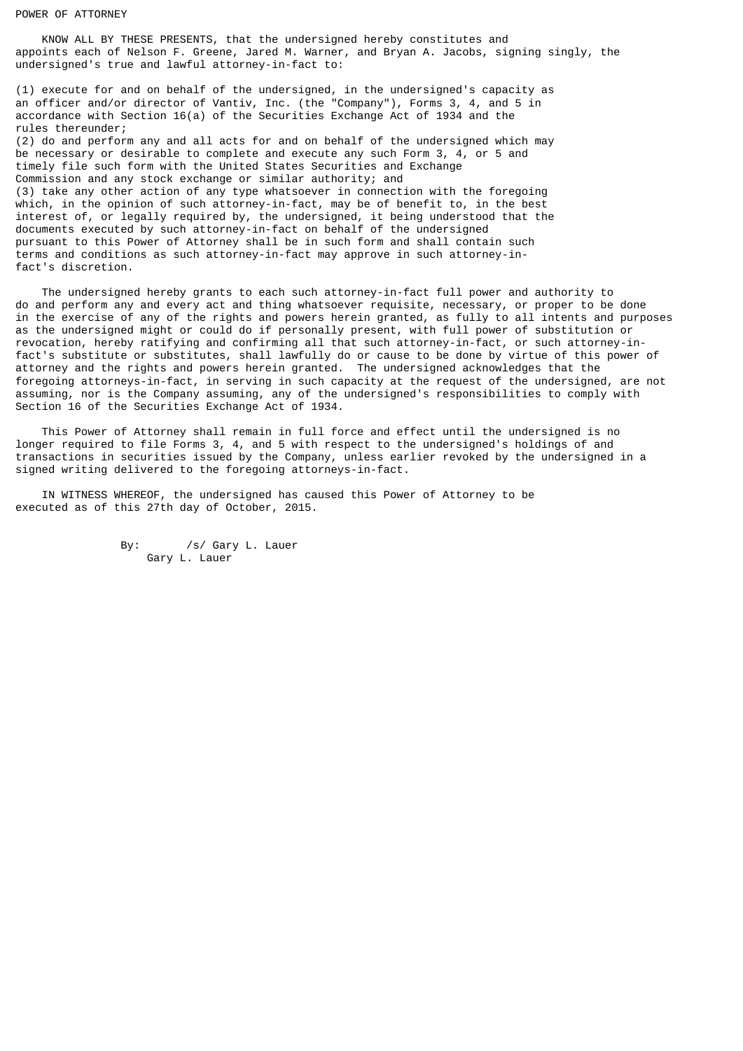# POWER OF ATTORNEY

KNOW ALL BY THESE PRESENTS, that the undersigned hereby constitutes and appoints each of Nelson F. Greene, Jared M. Warner, and Bryan A. Jacobs, signing singly, the undersigned's true and lawful attorney-in-fact to:

(1) execute for and on behalf of the undersigned, in the undersigned's capacity as an officer and/or director of Vantiv, Inc. (the "Company"), Forms 3, 4, and 5 in accordance with Section 16(a) of the Securities Exchange Act of 1934 and the rules thereunder;
(2) do and perform any and all acts for and on behalf of the undersigned which may be necessary or desirable to complete and execute any such Form 3, 4, or 5 and timely file such form with the United States Securities and Exchange Commission and any stock exchange or similar authority; and
(3) take any other action of any type whatsoever in connection with the foregoing which, in the opinion of such attorney-in-fact, may be of benefit to, in the best interest of, or legally required by, the undersigned, it being understood that the documents executed by such attorney-in-fact on behalf of the undersigned pursuant to this Power of Attorney shall be in such form and shall contain such terms and conditions as such attorney-in-fact may approve in such attorney-in-fact's discretion.

The undersigned hereby grants to each such attorney-in-fact full power and authority to do and perform any and every act and thing whatsoever requisite, necessary, or proper to be done in the exercise of any of the rights and powers herein granted, as fully to all intents and purposes as the undersigned might or could do if personally present, with full power of substitution or revocation, hereby ratifying and confirming all that such attorney-in-fact, or such attorney-in-fact's substitute or substitutes, shall lawfully do or cause to be done by virtue of this power of attorney and the rights and powers herein granted. The undersigned acknowledges that the foregoing attorneys-in-fact, in serving in such capacity at the request of the undersigned, are not assuming, nor is the Company assuming, any of the undersigned's responsibilities to comply with Section 16 of the Securities Exchange Act of 1934.

This Power of Attorney shall remain in full force and effect until the undersigned is no longer required to file Forms 3, 4, and 5 with respect to the undersigned's holdings of and transactions in securities issued by the Company, unless earlier revoked by the undersigned in a signed writing delivered to the foregoing attorneys-in-fact.

IN WITNESS WHEREOF, the undersigned has caused this Power of Attorney to be executed as of this 27th day of October, 2015.

By: /s/ Gary L. Lauer
Gary L. Lauer